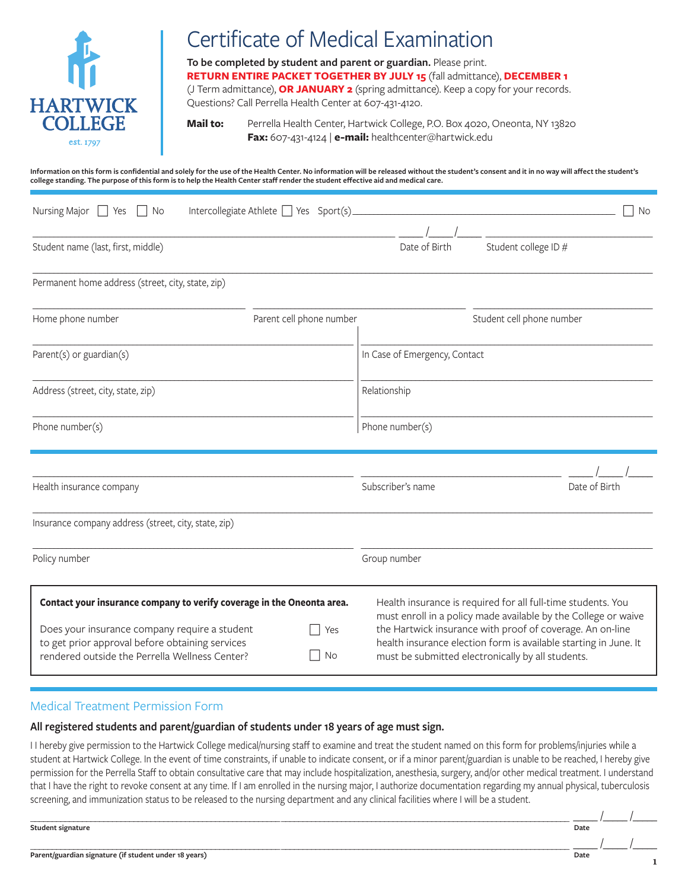HARTWICK COLLEGE

est. 1797

# Certificate of Medical Examination

**To be completed by student and parent or guardian.** Please print.
**RETURN ENTIRE PACKET TOGETHER BY JULY 15** (fall admittance), **DECEMBER 1** (J Term admittance), **OR JANUARY 2** (spring admittance). Keep a copy for your records.
Questions? Call Perrella Health Center at 607-431-4120.

**Mail to:** Perrella Health Center, Hartwick College, P.O. Box 4020, Oneonta, NY 13820
**Fax:** 607-431-4124 | **e-mail:** healthcenter@hartwick.edu

**Information on this form is confidential and solely for the use of the Health Center. No information will be released without the student's consent and it in no way will affect the student's college standing. The purpose of this form is to help the Health Center staff render the student effective aid and medical care.**

Nursing Major ☐ Yes ☐ No  Intercollegiate Athlete ☐ Yes Sport(s)\_\_\_\_\_\_\_\_\_\_\_\_\_\_\_\_\_\_\_\_ ☐ No

\_\_\_\_\_\_\_\_\_\_\_\_\_\_\_\_\_\_\_\_ \_\_\_\_/\_\_\_\_/\_\_\_\_ \_\_\_\_\_\_\_\_\_\_\_\_\_\_\_\_
Student name (last, first, middle) | Date of Birth | Student college ID #

Permanent home address (street, city, state, zip)

Home phone number | Parent cell phone number | Student cell phone number

Parent(s) or guardian(s) | In Case of Emergency, Contact

Address (street, city, state, zip) | Relationship

Phone number(s) | Phone number(s)

\_\_\_\_\_\_\_\_\_\_\_\_\_\_\_\_\_\_\_\_ \_\_\_\_\_\_\_\_\_\_\_\_\_\_\_\_\_\_\_\_ \_\_\_\_/\_\_\_\_/\_\_\_\_
Health insurance company | Subscriber's name | Date of Birth

Insurance company address (street, city, state, zip)

Policy number | Group number

**Contact your insurance company to verify coverage in the Oneonta area.**

Does your insurance company require a student to get prior approval before obtaining services rendered outside the Perrella Wellness Center? ☐ Yes ☐ No

Health insurance is required for all full-time students. You must enroll in a policy made available by the College or waive the Hartwick insurance with proof of coverage. An on-line health insurance election form is available starting in June. It must be submitted electronically by all students.

## Medical Treatment Permission Form

**All registered students and parent/guardian of students under 18 years of age must sign.**

I I hereby give permission to the Hartwick College medical/nursing staff to examine and treat the student named on this form for problems/injuries while a student at Hartwick College. In the event of time constraints, if unable to indicate consent, or if a minor parent/guardian is unable to be reached, I hereby give permission for the Perrella Staff to obtain consultative care that may include hospitalization, anesthesia, surgery, and/or other medical treatment. I understand that I have the right to revoke consent at any time. If I am enrolled in the nursing major, I authorize documentation regarding my annual physical, tuberculosis screening, and immunization status to be released to the nursing department and any clinical facilities where I will be a student.

\_\_\_\_\_\_\_\_\_\_\_\_\_\_\_\_\_\_\_\_\_\_\_\_\_\_\_\_\_\_\_\_\_\_\_\_\_\_\_\_ \_\_\_\_/\_\_\_\_/\_\_\_\_
**Student signature** **Date**

\_\_\_\_\_\_\_\_\_\_\_\_\_\_\_\_\_\_\_\_\_\_\_\_\_\_\_\_\_\_\_\_\_\_\_\_\_\_\_\_ \_\_\_\_/\_\_\_\_/\_\_\_\_
**Parent/guardian signature (if student under 18 years)** **Date**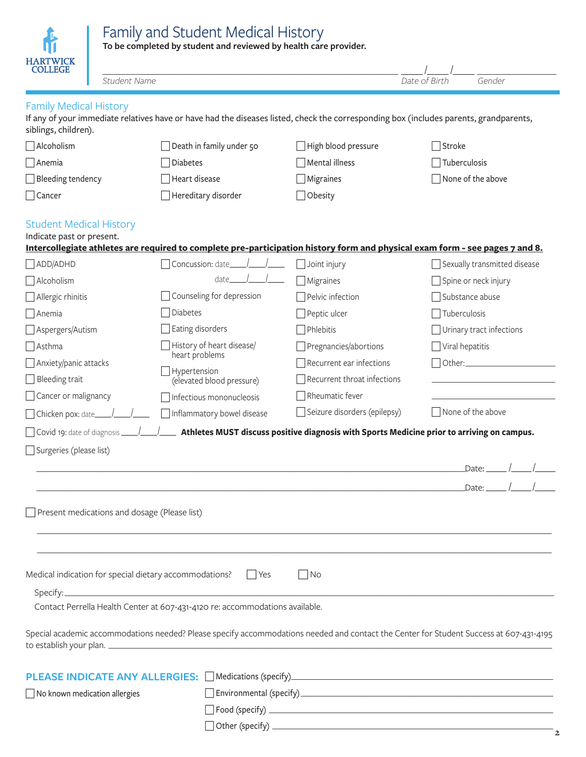# Family and Student Medical History

**To be completed by student and reviewed by health care provider.**

Student Name ______________________ Date of Birth ____/____/____ Gender ________

## Family Medical History

If any of your immediate relatives have or have had the diseases listed, check the corresponding box (includes parents, grandparents, siblings, children).

| | | | |
|---|---|---|---|
| ☐ Alcoholism | ☐ Death in family under 50 | ☐ High blood pressure | ☐ Stroke |
| ☐ Anemia | ☐ Diabetes | ☐ Mental illness | ☐ Tuberculosis |
| ☐ Bleeding tendency | ☐ Heart disease | ☐ Migraines | ☐ None of the above |
| ☐ Cancer | ☐ Hereditary disorder | ☐ Obesity | |

## Student Medical History

Indicate past or present.

**Intercollegiate athletes are required to complete pre-participation history form and physical exam form - see pages 7 and 8.**

| | | | |
|---|---|---|---|
| ☐ ADD/ADHD | ☐ Concussion: date____/____/____ | ☐ Joint injury | ☐ Sexually transmitted disease |
| ☐ Alcoholism | date____/____/____ | ☐ Migraines | ☐ Spine or neck injury |
| ☐ Allergic rhinitis | ☐ Counseling for depression | ☐ Pelvic infection | ☐ Substance abuse |
| ☐ Anemia | ☐ Diabetes | ☐ Peptic ulcer | ☐ Tuberculosis |
| ☐ Aspergers/Autism | ☐ Eating disorders | ☐ Phlebitis | ☐ Urinary tract infections |
| ☐ Asthma | ☐ History of heart disease/ heart problems | ☐ Pregnancies/abortions | ☐ Viral hepatitis |
| ☐ Anxiety/panic attacks | | ☐ Recurrent ear infections | ☐ Other: ____________ |
| ☐ Bleeding trait | ☐ Hypertension (elevated blood pressure) | ☐ Recurrent throat infections | ____________ |
| ☐ Cancer or malignancy | ☐ Infectious mononucleosis | ☐ Rheumatic fever | ____________ |
| ☐ Chicken pox: date____/____/____ | ☐ Inflammatory bowel disease | ☐ Seizure disorders (epilepsy) | ☐ None of the above |

☐ Covid 19: date of diagnosis ____/____/____ **Athletes MUST discuss positive diagnosis with Sports Medicine prior to arriving on campus.**

☐ Surgeries (please list)

______________________________________________ Date: ____/____/____

______________________________________________ Date: ____/____/____

☐ Present medications and dosage (Please list)

______________________________________________

______________________________________________

Medical indication for special dietary accommodations? ☐ Yes ☐ No

Specify: ______________________________________________

Contact Perrella Health Center at 607-431-4120 re: accommodations available.

Special academic accommodations needed? Please specify accommodations needed and contact the Center for Student Success at 607-431-4195 to establish your plan. ______________________________________________

## PLEASE INDICATE ANY ALLERGIES:

☐ No known medication allergies

☐ Medications (specify) ______________________________________________

☐ Environmental (specify) ______________________________________________

☐ Food (specify) ______________________________________________

☐ Other (specify) ______________________________________________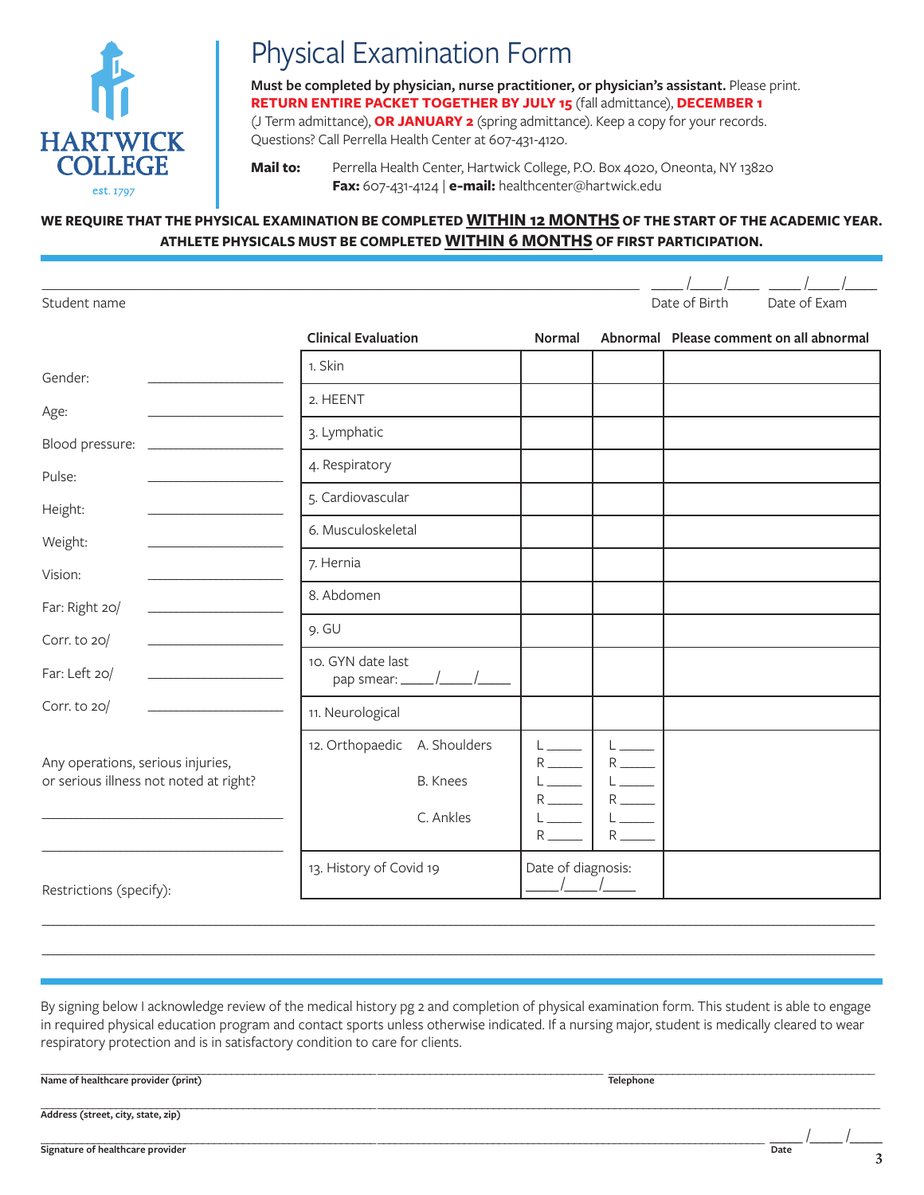HARTWICK COLLEGE
est. 1797

# Physical Examination Form

**Must be completed by physician, nurse practitioner, or physician's assistant.** Please print.
**RETURN ENTIRE PACKET TOGETHER BY JULY 15** (fall admittance), **DECEMBER 1** (J Term admittance), **OR JANUARY 2** (spring admittance). Keep a copy for your records.
Questions? Call Perrella Health Center at 607-431-4120.

**Mail to:** Perrella Health Center, Hartwick College, P.O. Box 4020, Oneonta, NY 13820
**Fax:** 607-431-4124 | **e-mail:** healthcenter@hartwick.edu

**WE REQUIRE THAT THE PHYSICAL EXAMINATION BE COMPLETED WITHIN 12 MONTHS OF THE START OF THE ACADEMIC YEAR.**
**ATHLETE PHYSICALS MUST BE COMPLETED WITHIN 6 MONTHS OF FIRST PARTICIPATION.**

Student name ____________________ Date of Birth ____/____/____ Date of Exam ____/____/____

Gender: ____________
Age: ____________
Blood pressure: ____________
Pulse: ____________
Height: ____________
Weight: ____________
Vision: ____________
Far: Right 20/ ____________
Corr. to 20/ ____________
Far: Left 20/ ____________
Corr. to 20/ ____________

Any operations, serious injuries, or serious illness not noted at right?
____________
____________

| Clinical Evaluation | Normal | Abnormal | Please comment on all abnormal |
|---|---|---|---|
| 1. Skin | | | |
| 2. HEENT | | | |
| 3. Lymphatic | | | |
| 4. Respiratory | | | |
| 5. Cardiovascular | | | |
| 6. Musculoskeletal | | | |
| 7. Hernia | | | |
| 8. Abdomen | | | |
| 9. GU | | | |
| 10. GYN date last pap smear: ____/____/____ | | | |
| 11. Neurological | | | |
| 12. Orthopaedic A. Shoulders | L ____ R ____ | L ____ R ____ | |
| B. Knees | L ____ R ____ | L ____ R ____ | |
| C. Ankles | L ____ R ____ | L ____ R ____ | |
| 13. History of Covid 19 | Date of diagnosis: ____/____/____ | | |

Restrictions (specify): ____________
____________

By signing below I acknowledge review of the medical history pg 2 and completion of physical examination form. This student is able to engage in required physical education program and contact sports unless otherwise indicated. If a nursing major, student is medically cleared to wear respiratory protection and is in satisfactory condition to care for clients.

**Name of healthcare provider (print)** ____________ **Telephone** ____________

**Address (street, city, state, zip)** ____________

**Signature of healthcare provider** ____________ **Date** ____/____/____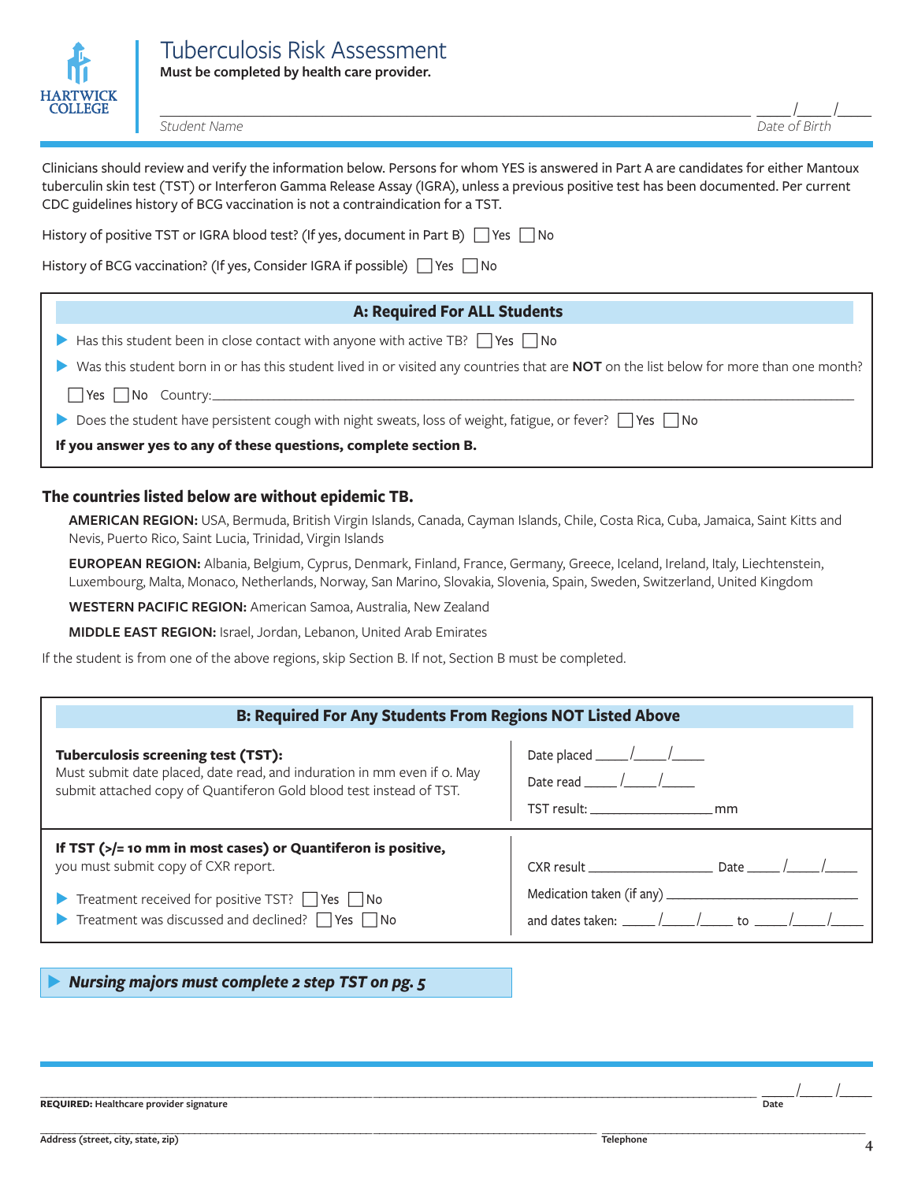HARTWICK COLLEGE

# Tuberculosis Risk Assessment

**Must be completed by health care provider.**

______________________________ Student Name ____/____/____ Date of Birth

Clinicians should review and verify the information below. Persons for whom YES is answered in Part A are candidates for either Mantoux tuberculin skin test (TST) or Interferon Gamma Release Assay (IGRA), unless a previous positive test has been documented. Per current CDC guidelines history of BCG vaccination is not a contraindication for a TST.

History of positive TST or IGRA blood test? (If yes, document in Part B) ☐ Yes ☐ No

History of BCG vaccination? (If yes, Consider IGRA if possible) ☐ Yes ☐ No

## A: Required For ALL Students

- Has this student been in close contact with anyone with active TB? ☐ Yes ☐ No
- Was this student born in or has this student lived in or visited any countries that are **NOT** on the list below for more than one month?

  ☐ Yes ☐ No Country: ______________________________
- Does the student have persistent cough with night sweats, loss of weight, fatigue, or fever? ☐ Yes ☐ No

**If you answer yes to any of these questions, complete section B.**

## The countries listed below are without epidemic TB.

**AMERICAN REGION:** USA, Bermuda, British Virgin Islands, Canada, Cayman Islands, Chile, Costa Rica, Cuba, Jamaica, Saint Kitts and Nevis, Puerto Rico, Saint Lucia, Trinidad, Virgin Islands

**EUROPEAN REGION:** Albania, Belgium, Cyprus, Denmark, Finland, France, Germany, Greece, Iceland, Ireland, Italy, Liechtenstein, Luxembourg, Malta, Monaco, Netherlands, Norway, San Marino, Slovakia, Slovenia, Spain, Sweden, Switzerland, United Kingdom

**WESTERN PACIFIC REGION:** American Samoa, Australia, New Zealand

**MIDDLE EAST REGION:** Israel, Jordan, Lebanon, United Arab Emirates

If the student is from one of the above regions, skip Section B. If not, Section B must be completed.

## B: Required For Any Students From Regions NOT Listed Above

| | |
|---|---|
| **Tuberculosis screening test (TST):** Must submit date placed, date read, and induration in mm even if 0. May submit attached copy of Quantiferon Gold blood test instead of TST. | Date placed ____/____/____<br>Date read ____/____/____<br>TST result: ______________ mm |
| **If TST (>/= 10 mm in most cases) or Quantiferon is positive,** you must submit copy of CXR report.<br>▸ Treatment received for positive TST? ☐ Yes ☐ No<br>▸ Treatment was discussed and declined? ☐ Yes ☐ No | CXR result ______________ Date ____/____/____<br>Medication taken (if any) ______________<br>and dates taken: ____/____/____ to ____/____/____ |

▸ ***Nursing majors must complete 2 step TST on pg. 5***

______________________________ ____/____/____

**REQUIRED:** Healthcare provider signature Date

______________________________ ______________________________

**Address (street, city, state, zip)** **Telephone**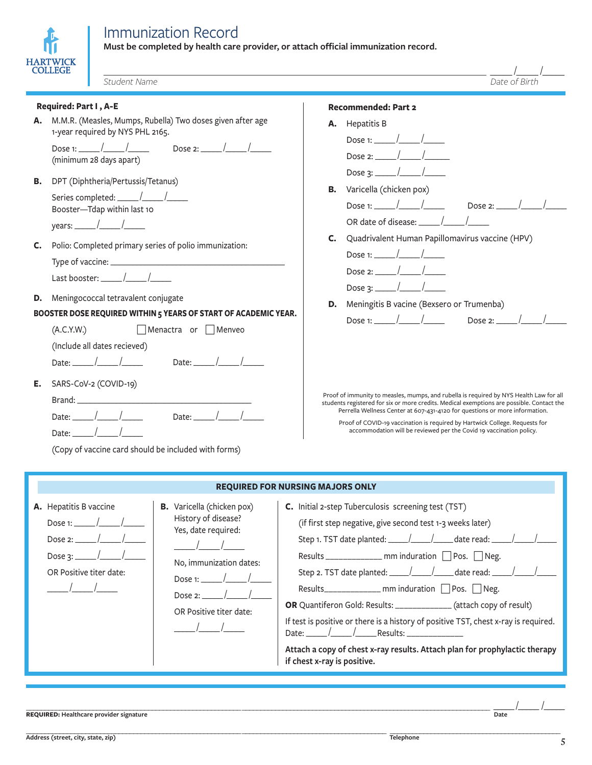HARTWICK COLLEGE

# Immunization Record

**Must be completed by health care provider, or attach official immunization record.**

_______________________________________________ Student Name

____/____/____ Date of Birth

**Required: Part I , A-E**

**A.** M.M.R. (Measles, Mumps, Rubella) Two doses given after age 1-year required by NYS PHL 2165.

Dose 1: ____/____/____ Dose 2: ____/____/____
(minimum 28 days apart)

**B.** DPT (Diphtheria/Pertussis/Tetanus)

Series completed: ____/____/____
Booster—Tdap within last 10 years: ____/____/____

**C.** Polio: Completed primary series of polio immunization:

Type of vaccine: ______________________________

Last booster: ____/____/____

**D.** Meningococcal tetravalent conjugate

**BOOSTER DOSE REQUIRED WITHIN 5 YEARS OF START OF ACADEMIC YEAR.**

(A.C.Y.W.) ☐ Menactra or ☐ Menveo

(Include all dates recieved)

Date: ____/____/____ Date: ____/____/____

**E.** SARS-CoV-2 (COVID-19)

Brand: ______________________________

Date: ____/____/____ Date: ____/____/____

Date: ____/____/____

(Copy of vaccine card should be included with forms)

**Recommended: Part 2**

**A.** Hepatitis B

Dose 1: ____/____/____

Dose 2: ____/____/____

Dose 3: ____/____/____

**B.** Varicella (chicken pox)

Dose 1: ____/____/____ Dose 2: ____/____/____

OR date of disease: ____/____/____

**C.** Quadrivalent Human Papillomavirus vaccine (HPV)

Dose 1: ____/____/____

Dose 2: ____/____/____

Dose 3: ____/____/____

**D.** Meningitis B vacine (Bexsero or Trumenba)

Dose 1: ____/____/____ Dose 2: ____/____/____

Proof of immunity to measles, mumps, and rubella is required by NYS Health Law for all students registered for six or more credits. Medical exemptions are possible. Contact the Perrella Wellness Center at 607-431-4120 for questions or more information.

Proof of COVID-19 vaccination is required by Hartwick College. Requests for accommodation will be reviewed per the Covid 19 vaccination policy.

## REQUIRED FOR NURSING MAJORS ONLY

**A.** Hepatitis B vaccine

Dose 1: ____/____/____

Dose 2: ____/____/____

Dose 3: ____/____/____

OR Positive titer date:

____/____/____

**B.** Varicella (chicken pox)
History of disease?
Yes, date required:

____/____/____

No, immunization dates:

Dose 1: ____/____/____

Dose 2: ____/____/____

OR Positive titer date:

____/____/____

**C.** Initial 2-step Tuberculosis screening test (TST)

(if first step negative, give second test 1-3 weeks later)

Step 1. TST date planted: ____/____/____ date read: ____/____/____

Results __________ mm induration ☐ Pos. ☐ Neg.

Step 2. TST date planted: ____/____/____ date read: ____/____/____

Results__________ mm induration ☐ Pos. ☐ Neg.

**OR** Quantiferon Gold: Results: __________ (attach copy of result)

If test is positive or there is a history of positive TST, chest x-ray is required.
Date: ____/____/____ Results: __________

**Attach a copy of chest x-ray results. Attach plan for prophylactic therapy if chest x-ray is positive.**

_______________________________________________ ____/____/____

**REQUIRED:** Healthcare provider signature — Date

_______________________________________________ _______________

**Address (street, city, state, zip)** — **Telephone**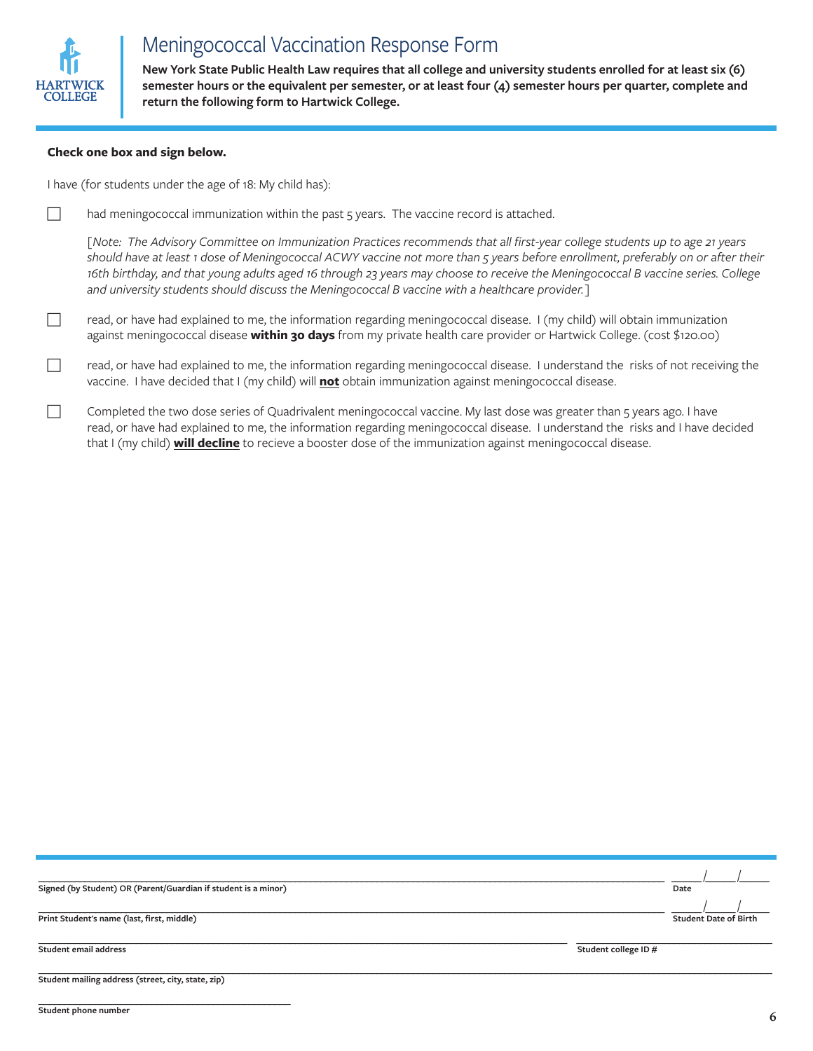# Meningococcal Vaccination Response Form

**New York State Public Health Law requires that all college and university students enrolled for at least six (6) semester hours or the equivalent per semester, or at least four (4) semester hours per quarter, complete and return the following form to Hartwick College.**

**Check one box and sign below.**

I have (for students under the age of 18: My child has):

- ☐ had meningococcal immunization within the past 5 years. The vaccine record is attached.

  [*Note: The Advisory Committee on Immunization Practices recommends that all first-year college students up to age 21 years should have at least 1 dose of Meningococcal ACWY vaccine not more than 5 years before enrollment, preferably on or after their 16th birthday, and that young adults aged 16 through 23 years may choose to receive the Meningococcal B vaccine series. College and university students should discuss the Meningococcal B vaccine with a healthcare provider.*]

- ☐ read, or have had explained to me, the information regarding meningococcal disease. I (my child) will obtain immunization against meningococcal disease **within 30 days** from my private health care provider or Hartwick College. (cost $120.00)

- ☐ read, or have had explained to me, the information regarding meningococcal disease. I understand the risks of not receiving the vaccine. I have decided that I (my child) will **not** obtain immunization against meningococcal disease.

- ☐ Completed the two dose series of Quadrivalent meningococcal vaccine. My last dose was greater than 5 years ago. I have read, or have had explained to me, the information regarding meningococcal disease. I understand the risks and I have decided that I (my child) **will decline** to recieve a booster dose of the immunization against meningococcal disease.

\_\_\_\_\_\_\_\_\_\_\_\_\_\_\_\_\_\_\_\_\_\_\_\_\_\_\_\_\_\_\_\_\_\_\_\_\_\_\_\_\_\_\_\_ \_\_\_\_/\_\_\_\_/\_\_\_\_
**Signed (by Student) OR (Parent/Guardian if student is a minor)** **Date**

\_\_\_\_\_\_\_\_\_\_\_\_\_\_\_\_\_\_\_\_\_\_\_\_\_\_\_\_\_\_\_\_\_\_\_\_\_\_\_\_\_\_\_\_ \_\_\_\_/\_\_\_\_/\_\_\_\_
**Print Student's name (last, first, middle)** **Student Date of Birth**

\_\_\_\_\_\_\_\_\_\_\_\_\_\_\_\_\_\_\_\_\_\_\_\_\_\_\_\_\_\_\_\_\_\_\_\_\_\_\_\_ \_\_\_\_\_\_\_\_\_\_\_\_\_\_\_\_
**Student email address** **Student college ID #**

\_\_\_\_\_\_\_\_\_\_\_\_\_\_\_\_\_\_\_\_\_\_\_\_\_\_\_\_\_\_\_\_\_\_\_\_\_\_\_\_\_\_\_\_\_\_\_\_\_\_\_\_\_\_
**Student mailing address (street, city, state, zip)**

\_\_\_\_\_\_\_\_\_\_\_\_\_\_\_\_\_\_\_\_\_\_\_\_
**Student phone number**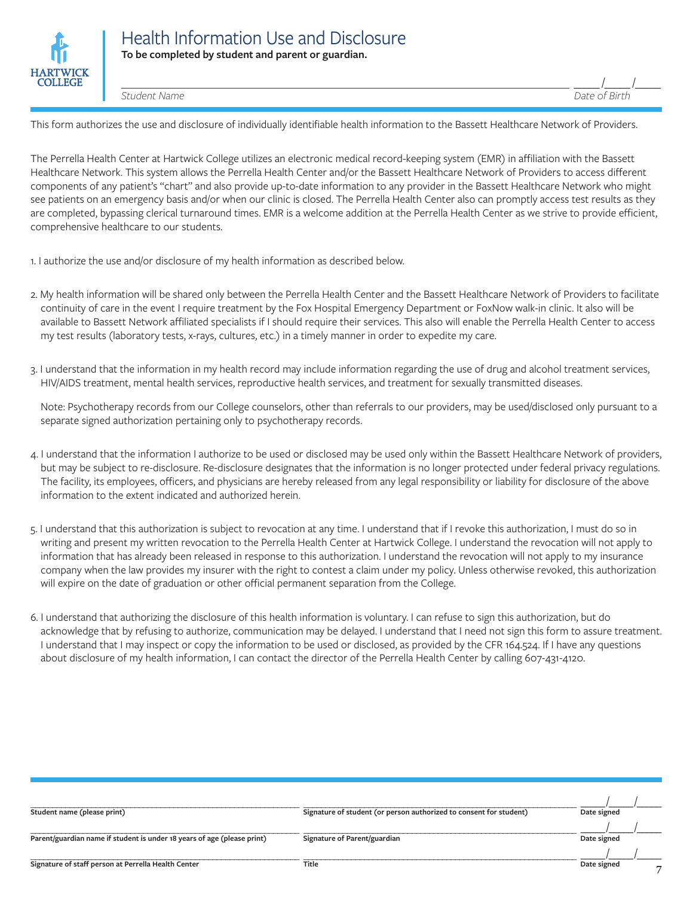# Health Information Use and Disclosure

**To be completed by student and parent or guardian.**

_______________________________________________ ____/____/____

*Student Name* *Date of Birth*

This form authorizes the use and disclosure of individually identifiable health information to the Bassett Healthcare Network of Providers.

The Perrella Health Center at Hartwick College utilizes an electronic medical record-keeping system (EMR) in affiliation with the Bassett Healthcare Network. This system allows the Perrella Health Center and/or the Bassett Healthcare Network of Providers to access different components of any patient's "chart" and also provide up-to-date information to any provider in the Bassett Healthcare Network who might see patients on an emergency basis and/or when our clinic is closed. The Perrella Health Center also can promptly access test results as they are completed, bypassing clerical turnaround times. EMR is a welcome addition at the Perrella Health Center as we strive to provide efficient, comprehensive healthcare to our students.

1. I authorize the use and/or disclosure of my health information as described below.

2. My health information will be shared only between the Perrella Health Center and the Bassett Healthcare Network of Providers to facilitate continuity of care in the event I require treatment by the Fox Hospital Emergency Department or FoxNow walk-in clinic. It also will be available to Bassett Network affiliated specialists if I should require their services. This also will enable the Perrella Health Center to access my test results (laboratory tests, x-rays, cultures, etc.) in a timely manner in order to expedite my care.

3. I understand that the information in my health record may include information regarding the use of drug and alcohol treatment services, HIV/AIDS treatment, mental health services, reproductive health services, and treatment for sexually transmitted diseases.

   Note: Psychotherapy records from our College counselors, other than referrals to our providers, may be used/disclosed only pursuant to a separate signed authorization pertaining only to psychotherapy records.

4. I understand that the information I authorize to be used or disclosed may be used only within the Bassett Healthcare Network of providers, but may be subject to re-disclosure. Re-disclosure designates that the information is no longer protected under federal privacy regulations. The facility, its employees, officers, and physicians are hereby released from any legal responsibility or liability for disclosure of the above information to the extent indicated and authorized herein.

5. I understand that this authorization is subject to revocation at any time. I understand that if I revoke this authorization, I must do so in writing and present my written revocation to the Perrella Health Center at Hartwick College. I understand the revocation will not apply to information that has already been released in response to this authorization. I understand the revocation will not apply to my insurance company when the law provides my insurer with the right to contest a claim under my policy. Unless otherwise revoked, this authorization will expire on the date of graduation or other official permanent separation from the College.

6. I understand that authorizing the disclosure of this health information is voluntary. I can refuse to sign this authorization, but do acknowledge that by refusing to authorize, communication may be delayed. I understand that I need not sign this form to assure treatment. I understand that I may inspect or copy the information to be used or disclosed, as provided by the CFR 164.524. If I have any questions about disclosure of my health information, I can contact the director of the Perrella Health Center by calling 607-431-4120.

| | | |
|---|---|---|
| _______________________ | _______________________ | ____/____/____ |
| **Student name (please print)** | **Signature of student (or person authorized to consent for student)** | **Date signed** |
| _______________________ | _______________________ | ____/____/____ |
| **Parent/guardian name if student is under 18 years of age (please print)** | **Signature of Parent/guardian** | **Date signed** |
| _______________________ | _______________________ | ____/____/____ |
| **Signature of staff person at Perrella Health Center** | **Title** | **Date signed** |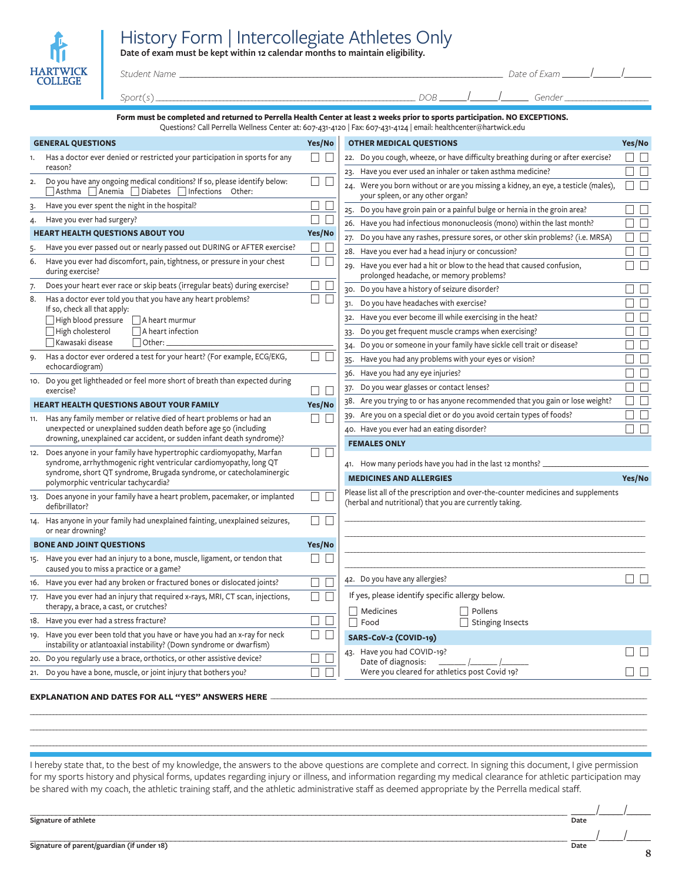HARTWICK COLLEGE

# History Form | Intercollegiate Athletes Only

**Date of exam must be kept within 12 calendar months to maintain eligibility.**

*Student Name* ______________________________ *Date of Exam* ____/____/____

*Sport(s)* ______________________________ DOB ____/____/____ Gender ____________

**Form must be completed and returned to Perrella Health Center at least 2 weeks prior to sports participation. NO EXCEPTIONS.**
Questions? Call Perrella Wellness Center at: 607-431-4120 | Fax: 607-431-4124 | email: healthcenter@hartwick.edu

| GENERAL QUESTIONS | Yes/No |
|---|---|
| 1. Has a doctor ever denied or restricted your participation in sports for any reason? | ☐ ☐ |
| 2. Do you have any ongoing medical conditions? If so, please identify below: ☐ Asthma ☐ Anemia ☐ Diabetes ☐ Infections Other: | ☐ ☐ |
| 3. Have you ever spent the night in the hospital? | ☐ ☐ |
| 4. Have you ever had surgery? | ☐ ☐ |
| **HEART HEALTH QUESTIONS ABOUT YOU** | **Yes/No** |
| 5. Have you ever passed out or nearly passed out DURING or AFTER exercise? | ☐ ☐ |
| 6. Have you ever had discomfort, pain, tightness, or pressure in your chest during exercise? | ☐ ☐ |
| 7. Does your heart ever race or skip beats (irregular beats) during exercise? | ☐ ☐ |
| 8. Has a doctor ever told you that you have any heart problems? If so, check all that apply: ☐ High blood pressure ☐ A heart murmur ☐ High cholesterol ☐ A heart infection ☐ Kawasaki disease ☐ Other: | ☐ ☐ |
| 9. Has a doctor ever ordered a test for your heart? (For example, ECG/EKG, echocardiogram) | ☐ ☐ |
| 10. Do you get lightheaded or feel more short of breath than expected during exercise? | ☐ ☐ |
| **HEART HEALTH QUESTIONS ABOUT YOUR FAMILY** | **Yes/No** |
| 11. Has any family member or relative died of heart problems or had an unexpected or unexplained sudden death before age 50 (including drowning, unexplained car accident, or sudden infant death syndrome)? | ☐ ☐ |
| 12. Does anyone in your family have hypertrophic cardiomyopathy, Marfan syndrome, arrhythmogenic right ventricular cardiomyopathy, long QT syndrome, short QT syndrome, Brugada syndrome, or catecholaminergic polymorphic ventricular tachycardia? | ☐ ☐ |
| 13. Does anyone in your family have a heart problem, pacemaker, or implanted defibrillator? | ☐ ☐ |
| 14. Has anyone in your family had unexplained fainting, unexplained seizures, or near drowning? | ☐ ☐ |
| **BONE AND JOINT QUESTIONS** | **Yes/No** |
| 15. Have you ever had an injury to a bone, muscle, ligament, or tendon that caused you to miss a practice or a game? | ☐ ☐ |
| 16. Have you ever had any broken or fractured bones or dislocated joints? | ☐ ☐ |
| 17. Have you ever had an injury that required x-rays, MRI, CT scan, injections, therapy, a brace, a cast, or crutches? | ☐ ☐ |
| 18. Have you ever had a stress fracture? | ☐ ☐ |
| 19. Have you ever been told that you have or have you had an x-ray for neck instability or atlantoaxial instability? (Down syndrome or dwarfism) | ☐ ☐ |
| 20. Do you regularly use a brace, orthotics, or other assistive device? | ☐ ☐ |
| 21. Do you have a bone, muscle, or joint injury that bothers you? | ☐ ☐ |

| OTHER MEDICAL QUESTIONS | Yes/No |
|---|---|
| 22. Do you cough, wheeze, or have difficulty breathing during or after exercise? | ☐ ☐ |
| 23. Have you ever used an inhaler or taken asthma medicine? | ☐ ☐ |
| 24. Were you born without or are you missing a kidney, an eye, a testicle (males), your spleen, or any other organ? | ☐ ☐ |
| 25. Do you have groin pain or a painful bulge or hernia in the groin area? | ☐ ☐ |
| 26. Have you had infectious mononucleosis (mono) within the last month? | ☐ ☐ |
| 27. Do you have any rashes, pressure sores, or other skin problems? (i.e. MRSA) | ☐ ☐ |
| 28. Have you ever had a head injury or concussion? | ☐ ☐ |
| 29. Have you ever had a hit or blow to the head that caused confusion, prolonged headache, or memory problems? | ☐ ☐ |
| 30. Do you have a history of seizure disorder? | ☐ ☐ |
| 31. Do you have headaches with exercise? | ☐ ☐ |
| 32. Have you ever become ill while exercising in the heat? | ☐ ☐ |
| 33. Do you get frequent muscle cramps when exercising? | ☐ ☐ |
| 34. Do you or someone in your family have sickle cell trait or disease? | ☐ ☐ |
| 35. Have you had any problems with your eyes or vision? | ☐ ☐ |
| 36. Have you had any eye injuries? | ☐ ☐ |
| 37. Do you wear glasses or contact lenses? | ☐ ☐ |
| 38. Are you trying to or has anyone recommended that you gain or lose weight? | ☐ ☐ |
| 39. Are you on a special diet or do you avoid certain types of foods? | ☐ ☐ |
| 40. Have you ever had an eating disorder? | ☐ ☐ |
| **FEMALES ONLY** | |
| 41. How many periods have you had in the last 12 months? ________ | |
| **MEDICINES AND ALLERGIES** | **Yes/No** |
| Please list all of the prescription and over-the-counter medicines and supplements (herbal and nutritional) that you are currently taking. ______________________________ | |
| 42. Do you have any allergies? If yes, please identify specific allergy below. ☐ Medicines ☐ Pollens ☐ Food ☐ Stinging Insects | ☐ ☐ |
| **SARS-CoV-2 (COVID-19)** | |
| 43. Have you had COVID-19? Date of diagnosis: ____/____/____ | ☐ ☐ |
| Were you cleared for athletics post Covid 19? | ☐ ☐ |

**EXPLANATION AND DATES FOR ALL "YES" ANSWERS HERE** ______________________________

______________________________________________________________

______________________________________________________________

______________________________________________________________

I hereby state that, to the best of my knowledge, the answers to the above questions are complete and correct. In signing this document, I give permission for my sports history and physical forms, updates regarding injury or illness, and information regarding my medical clearance for athletic participation may be shared with my coach, the athletic training staff, and the athletic administrative staff as deemed appropriate by the Perrella medical staff.

______________________________ ____/____/____
**Signature of athlete** **Date**

______________________________ ____/____/____
**Signature of parent/guardian (if under 18)** **Date**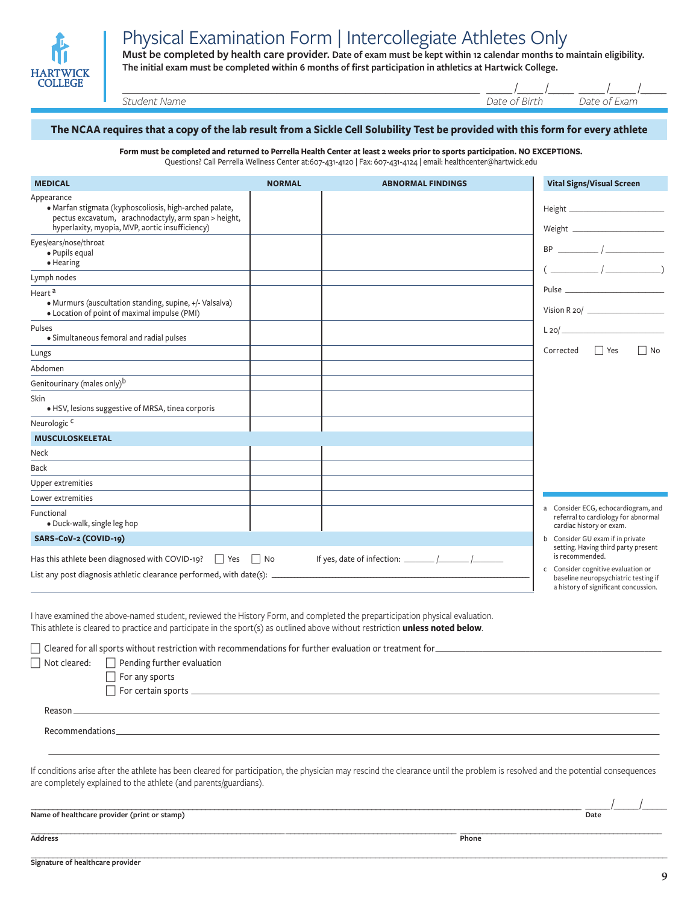HARTWICK COLLEGE

# Physical Examination Form | Intercollegiate Athletes Only

**Must be completed by health care provider.** **Date of exam must be kept within 12 calendar months to maintain eligibility. The initial exam must be completed within 6 months of first participation in athletics at Hartwick College.**

Student Name ______________________ Date of Birth \_\_\_/\_\_\_/\_\_\_ Date of Exam \_\_\_/\_\_\_/\_\_\_

**The NCAA requires that a copy of the lab result from a Sickle Cell Solubility Test be provided with this form for every athlete**

**Form must be completed and returned to Perrella Health Center at least 2 weeks prior to sports participation. NO EXCEPTIONS.**
Questions? Call Perrella Wellness Center at:607-431-4120 | Fax: 607-431-4124 | email: healthcenter@hartwick.edu

| MEDICAL | NORMAL | ABNORMAL FINDINGS |
|---|---|---|
| Appearance<br>• Marfan stigmata (kyphoscoliosis, high-arched palate, pectus excavatum, arachnodactyly, arm span > height, hyperlaxity, myopia, MVP, aortic insufficiency) | | |
| Eyes/ears/nose/throat<br>• Pupils equal<br>• Hearing | | |
| Lymph nodes | | |
| Heart [a]<br>• Murmurs (auscultation standing, supine, +/- Valsalva)<br>• Location of point of maximal impulse (PMI) | | |
| Pulses<br>• Simultaneous femoral and radial pulses | | |
| Lungs | | |
| Abdomen | | |
| Genitourinary (males only)[b] | | |
| Skin<br>• HSV, lesions suggestive of MRSA, tinea corporis | | |
| Neurologic [c] | | |
| **MUSCULOSKELETAL** | | |
| Neck | | |
| Back | | |
| Upper extremities | | |
| Lower extremities | | |
| Functional<br>• Duck-walk, single leg hop | | |

**Vital Signs/Visual Screen**

Height ______________

Weight ______________

BP _______ / _______

( _______ / _______ )

Pulse ______________

Vision R 20/ ______________

L 20/ ______________

Corrected ☐ Yes ☐ No

a Consider ECG, echocardiogram, and referral to cardiology for abnormal cardiac history or exam.

b Consider GU exam if in private setting. Having third party present is recommended.

c Consider cognitive evaluation or baseline neuropsychiatric testing if a history of significant concussion.

**SARS-CoV-2 (COVID-19)**

Has this athlete been diagnosed with COVID-19? ☐ Yes ☐ No If yes, date of infection: \_\_\_/\_\_\_/\_\_\_

List any post diagnosis athletic clearance performed, with date(s): ______________________________

I have examined the above-named student, reviewed the History Form, and completed the preparticipation physical evaluation. This athlete is cleared to practice and participate in the sport(s) as outlined above without restriction **unless noted below**.

☐ Cleared for all sports without restriction with recommendations for further evaluation or treatment for______________________________

☐ Not cleared: ☐ Pending further evaluation
☐ For any sports
☐ For certain sports ______________________________

Reason ______________________________

Recommendations______________________________

______________________________

If conditions arise after the athlete has been cleared for participation, the physician may rescind the clearance until the problem is resolved and the potential consequences are completely explained to the athlete (and parents/guardians).

______________________________ \_\_\_/\_\_\_/\_\_\_
**Name of healthcare provider (print or stamp)** **Date**

______________________________ ______________________________
**Address** **Phone**

______________________________
**Signature of healthcare provider**